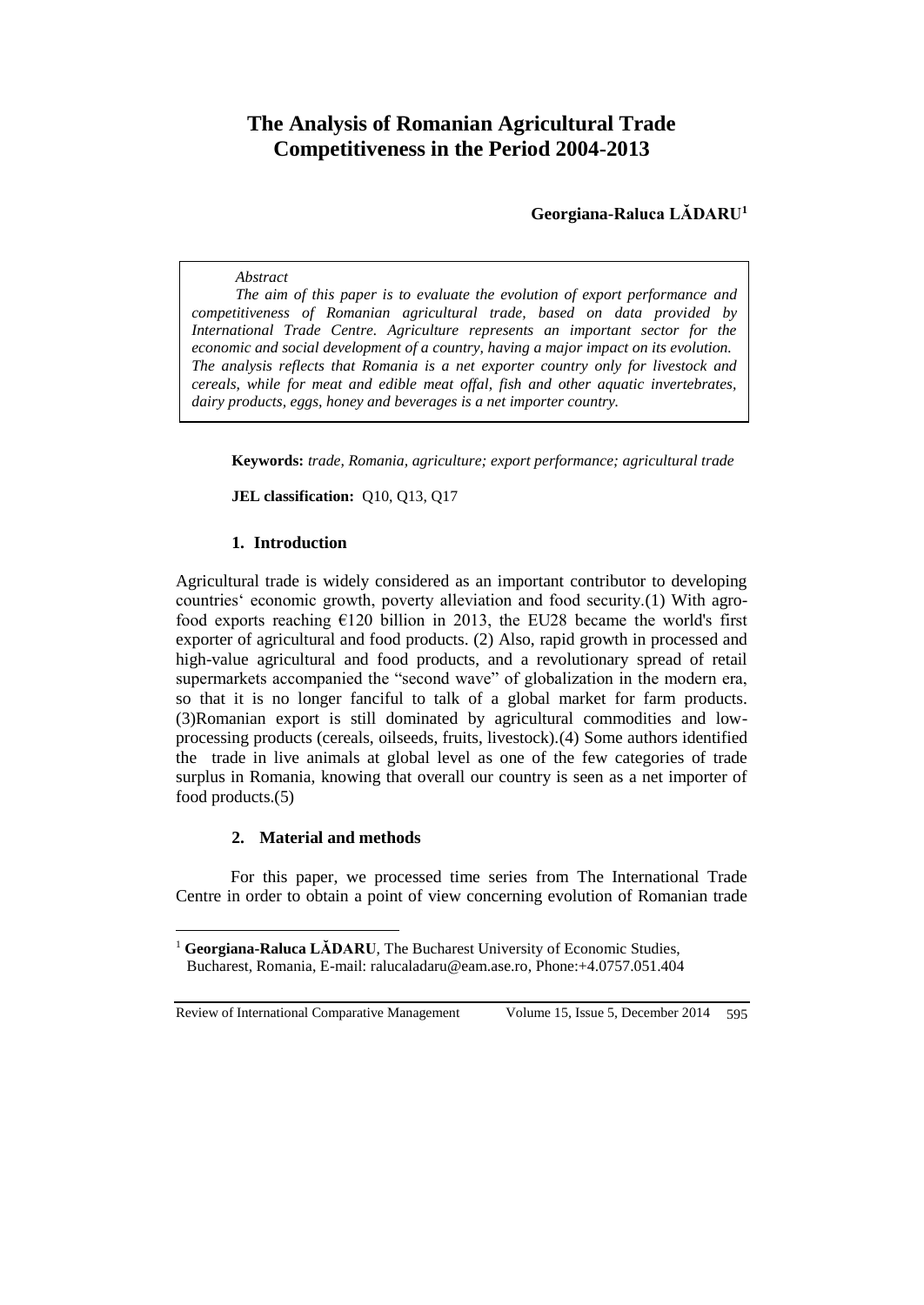# The Analysis of Romanian Agricultural Trade Competitiveness in the Period 2004-2013

**Georgiana-Raluca LĂDARU**[1]

*Abstract*

*The aim of this paper is to evaluate the evolution of export performance and competitiveness of Romanian agricultural trade, based on data provided by International Trade Centre. Agriculture represents an important sector for the economic and social development of a country, having a major impact on its evolution. The analysis reflects that Romania is a net exporter country only for livestock and cereals, while for meat and edible meat offal, fish and other aquatic invertebrates, dairy products, eggs, honey and beverages is a net importer country.*

**Keywords:** *trade, Romania, agriculture; export performance; agricultural trade*

**JEL classification:** Q10, Q13, Q17

## 1. Introduction

Agricultural trade is widely considered as an important contributor to developing countries' economic growth, poverty alleviation and food security.(1) With agro-food exports reaching €120 billion in 2013, the EU28 became the world's first exporter of agricultural and food products. (2) Also, rapid growth in processed and high-value agricultural and food products, and a revolutionary spread of retail supermarkets accompanied the "second wave" of globalization in the modern era, so that it is no longer fanciful to talk of a global market for farm products. (3)Romanian export is still dominated by agricultural commodities and low-processing products (cereals, oilseeds, fruits, livestock).(4) Some authors identified the trade in live animals at global level as one of the few categories of trade surplus in Romania, knowing that overall our country is seen as a net importer of food products.(5)

## 2. Material and methods

For this paper, we processed time series from The International Trade Centre in order to obtain a point of view concerning evolution of Romanian trade

---

[1] **Georgiana-Raluca LĂDARU**, The Bucharest University of Economic Studies, Bucharest, Romania, E-mail: ralucaladaru@eam.ase.ro, Phone:+4.0757.051.404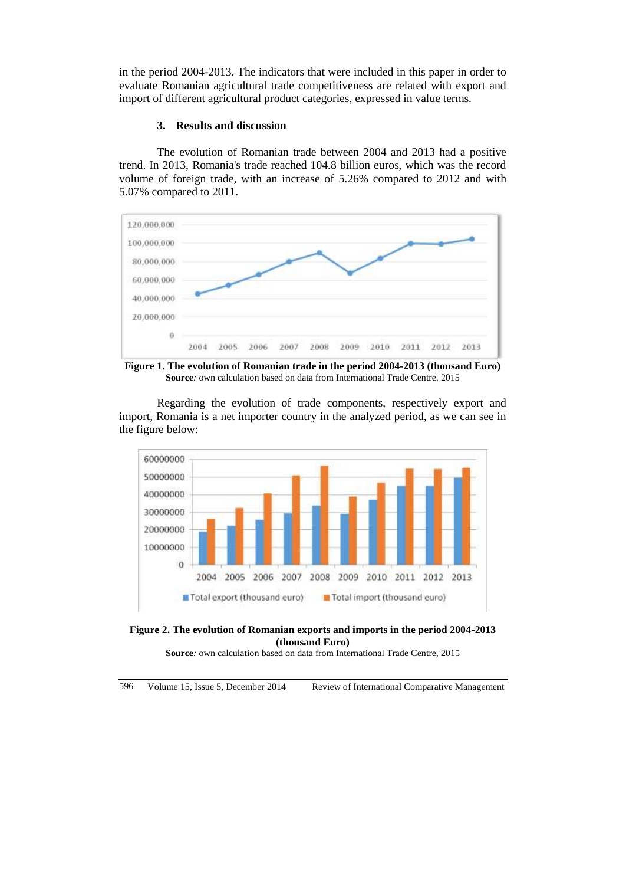in the period 2004-2013. The indicators that were included in this paper in order to evaluate Romanian agricultural trade competitiveness are related with export and import of different agricultural product categories, expressed in value terms.

## 3. Results and discussion

The evolution of Romanian trade between 2004 and 2013 had a positive trend. In 2013, Romania's trade reached 104.8 billion euros, which was the record volume of foreign trade, with an increase of 5.26% compared to 2012 and with 5.07% compared to 2011.

**Figure 1. The evolution of Romanian trade in the period 2004-2013 (thousand Euro)**
**Source***:* own calculation based on data from International Trade Centre, 2015

Regarding the evolution of trade components, respectively export and import, Romania is a net importer country in the analyzed period, as we can see in the figure below:

**Figure 2. The evolution of Romanian exports and imports in the period 2004-2013 (thousand Euro)**
**Source***:* own calculation based on data from International Trade Centre, 2015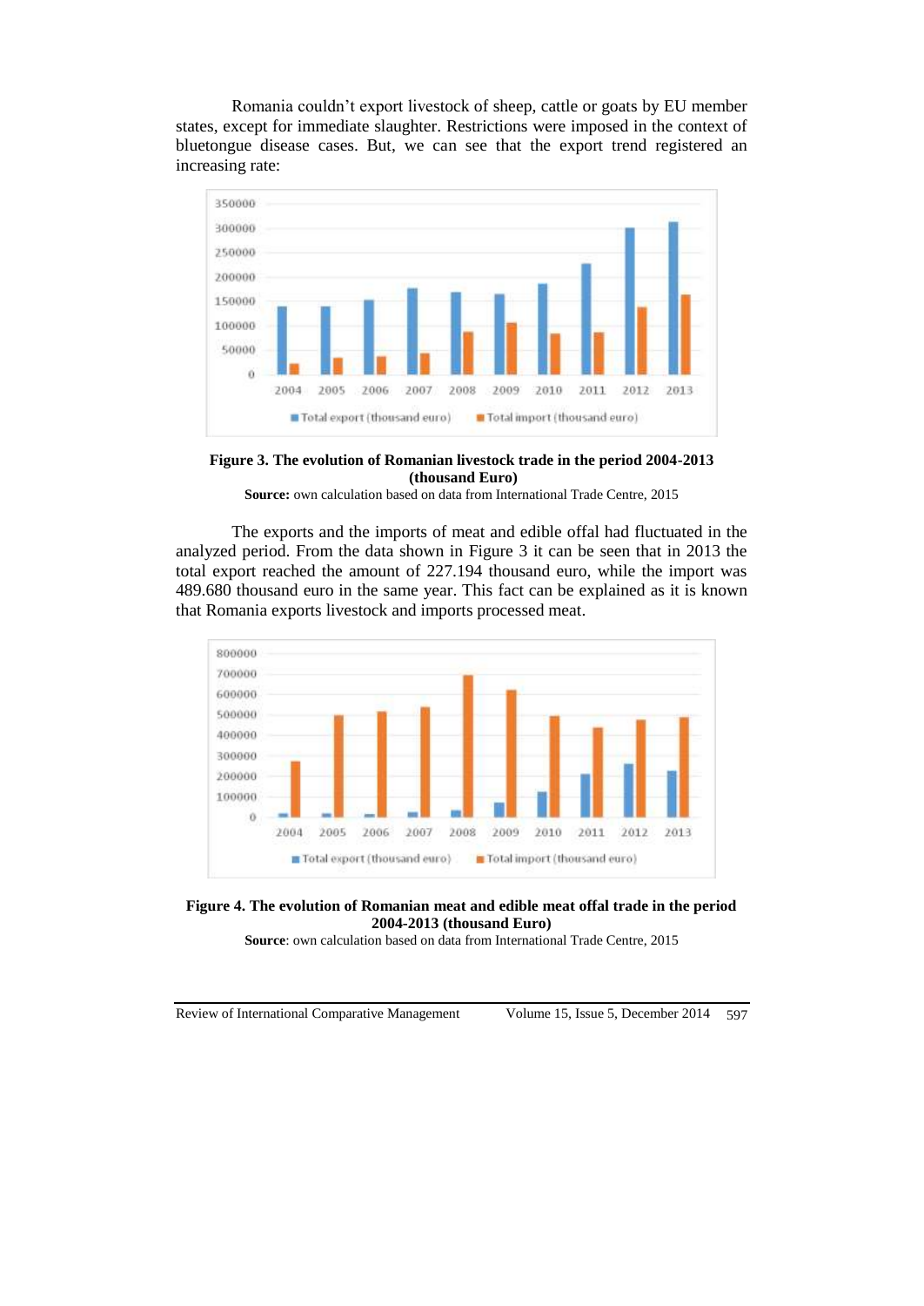Romania couldn't export livestock of sheep, cattle or goats by EU member states, except for immediate slaughter. Restrictions were imposed in the context of bluetongue disease cases. But, we can see that the export trend registered an increasing rate:

**Figure 3. The evolution of Romanian livestock trade in the period 2004-2013 (thousand Euro)**

**Source:** own calculation based on data from International Trade Centre, 2015

The exports and the imports of meat and edible offal had fluctuated in the analyzed period. From the data shown in Figure 3 it can be seen that in 2013 the total export reached the amount of 227.194 thousand euro, while the import was 489.680 thousand euro in the same year. This fact can be explained as it is known that Romania exports livestock and imports processed meat.

**Figure 4. The evolution of Romanian meat and edible meat offal trade in the period 2004-2013 (thousand Euro)**

**Source**: own calculation based on data from International Trade Centre, 2015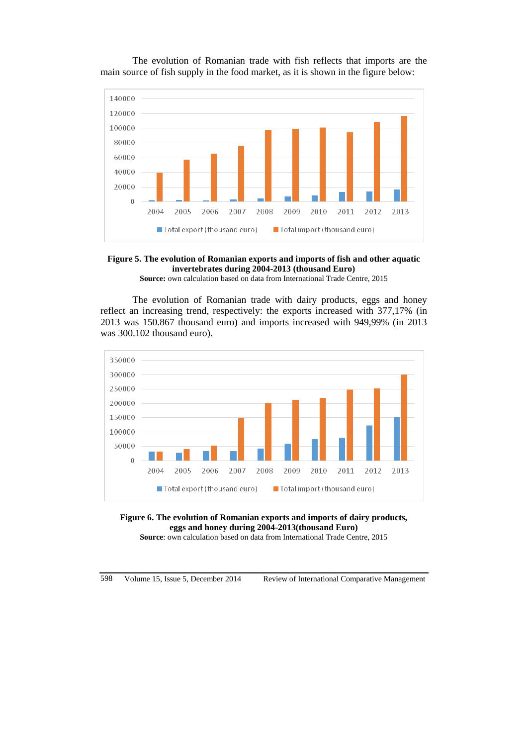The evolution of Romanian trade with fish reflects that imports are the main source of fish supply in the food market, as it is shown in the figure below:

**Figure 5. The evolution of Romanian exports and imports of fish and other aquatic invertebrates during 2004-2013 (thousand Euro)**

**Source:** own calculation based on data from International Trade Centre, 2015

The evolution of Romanian trade with dairy products, eggs and honey reflect an increasing trend, respectively: the exports increased with 377,17% (in 2013 was 150.867 thousand euro) and imports increased with 949,99% (in 2013 was 300.102 thousand euro).

**Figure 6. The evolution of Romanian exports and imports of dairy products, eggs and honey during 2004-2013(thousand Euro)**

**Source**: own calculation based on data from International Trade Centre, 2015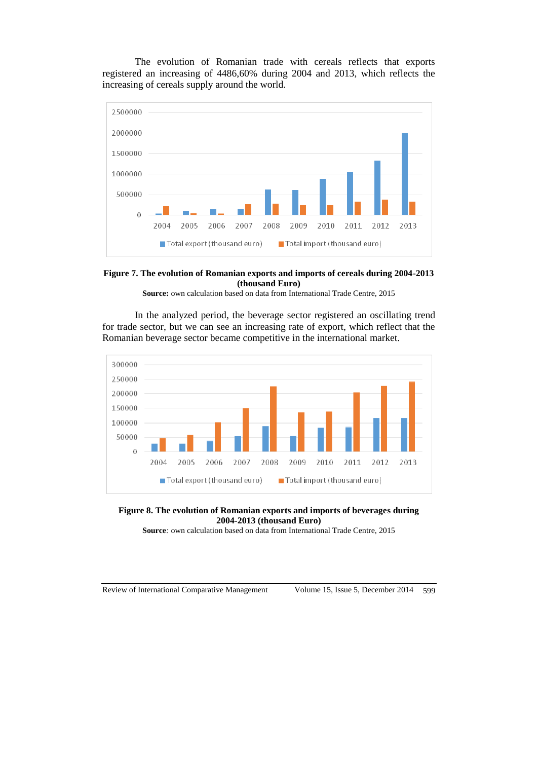The evolution of Romanian trade with cereals reflects that exports registered an increasing of 4486,60% during 2004 and 2013, which reflects the increasing of cereals supply around the world.

**Figure 7. The evolution of Romanian exports and imports of cereals during 2004-2013 (thousand Euro)**

**Source:** own calculation based on data from International Trade Centre, 2015

In the analyzed period, the beverage sector registered an oscillating trend for trade sector, but we can see an increasing rate of export, which reflect that the Romanian beverage sector became competitive in the international market.

**Figure 8. The evolution of Romanian exports and imports of beverages during 2004-2013 (thousand Euro)**

**Source***:* own calculation based on data from International Trade Centre, 2015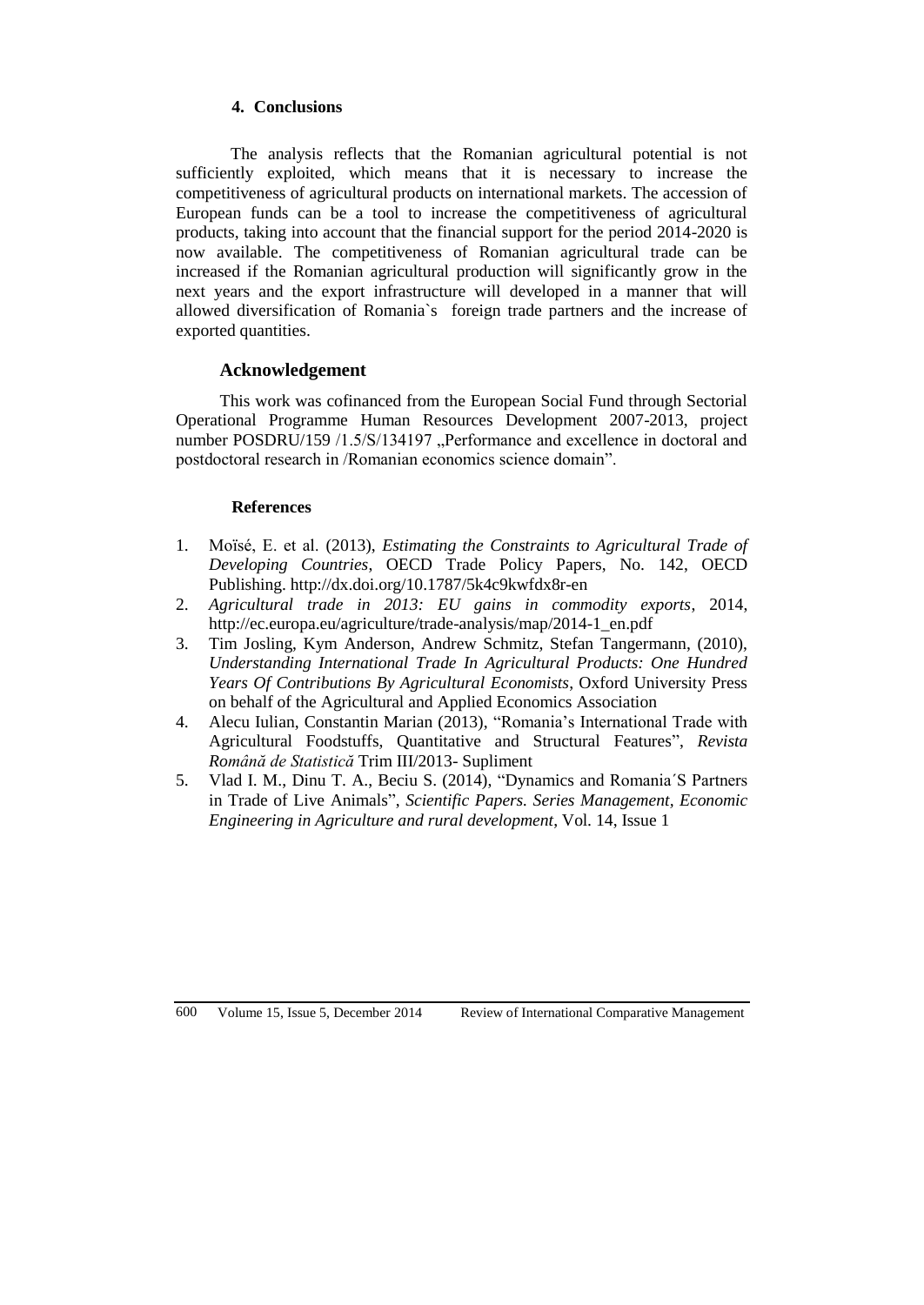## 4. Conclusions

The analysis reflects that the Romanian agricultural potential is not sufficiently exploited, which means that it is necessary to increase the competitiveness of agricultural products on international markets. The accession of European funds can be a tool to increase the competitiveness of agricultural products, taking into account that the financial support for the period 2014-2020 is now available. The competitiveness of Romanian agricultural trade can be increased if the Romanian agricultural production will significantly grow in the next years and the export infrastructure will developed in a manner that will allowed diversification of Romania`s foreign trade partners and the increase of exported quantities.

## Acknowledgement

This work was cofinanced from the European Social Fund through Sectorial Operational Programme Human Resources Development 2007-2013, project number POSDRU/159 /1.5/S/134197 „Performance and excellence in doctoral and postdoctoral research in /Romanian economics science domain".

## References

1. Moïsé, E. et al. (2013), *Estimating the Constraints to Agricultural Trade of Developing Countries*, OECD Trade Policy Papers, No. 142, OECD Publishing. http://dx.doi.org/10.1787/5k4c9kwfdx8r-en
2. *Agricultural trade in 2013: EU gains in commodity exports*, 2014, http://ec.europa.eu/agriculture/trade-analysis/map/2014-1_en.pdf
3. Tim Josling, Kym Anderson, Andrew Schmitz, Stefan Tangermann, (2010), *Understanding International Trade In Agricultural Products: One Hundred Years Of Contributions By Agricultural Economists*, Oxford University Press on behalf of the Agricultural and Applied Economics Association
4. Alecu Iulian, Constantin Marian (2013), "Romania's International Trade with Agricultural Foodstuffs, Quantitative and Structural Features", *Revista Română de Statistică* Trim III/2013- Supliment
5. Vlad I. M., Dinu T. A., Beciu S. (2014), "Dynamics and Romania´S Partners in Trade of Live Animals", *Scientific Papers. Series Management, Economic Engineering in Agriculture and rural development*, Vol. 14, Issue 1